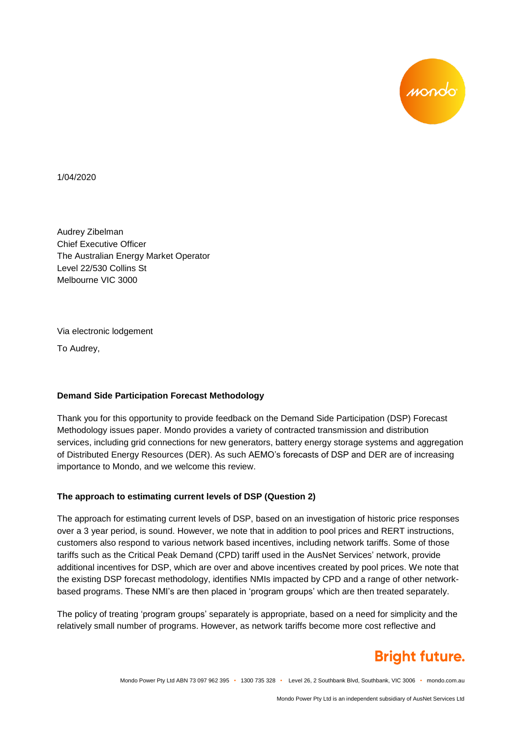1/04/2020

Audrey Zibelman
Chief Executive Officer
The Australian Energy Market Operator
Level 22/530 Collins St
Melbourne VIC 3000

Via electronic lodgement

To Audrey,

**Demand Side Participation Forecast Methodology**

Thank you for this opportunity to provide feedback on the Demand Side Participation (DSP) Forecast Methodology issues paper. Mondo provides a variety of contracted transmission and distribution services, including grid connections for new generators, battery energy storage systems and aggregation of Distributed Energy Resources (DER). As such AEMO's forecasts of DSP and DER are of increasing importance to Mondo, and we welcome this review.

**The approach to estimating current levels of DSP (Question 2)**

The approach for estimating current levels of DSP, based on an investigation of historic price responses over a 3 year period, is sound. However, we note that in addition to pool prices and RERT instructions, customers also respond to various network based incentives, including network tariffs. Some of those tariffs such as the Critical Peak Demand (CPD) tariff used in the AusNet Services' network, provide additional incentives for DSP, which are over and above incentives created by pool prices. We note that the existing DSP forecast methodology, identifies NMIs impacted by CPD and a range of other network-based programs. These NMI's are then placed in 'program groups' which are then treated separately.

The policy of treating 'program groups' separately is appropriate, based on a need for simplicity and the relatively small number of programs. However, as network tariffs become more cost reflective and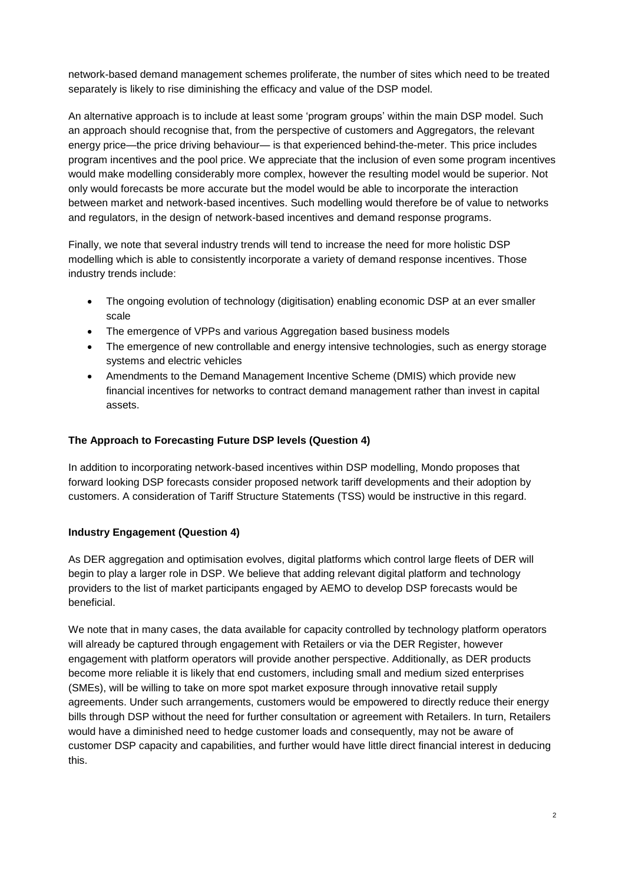network-based demand management schemes proliferate, the number of sites which need to be treated separately is likely to rise diminishing the efficacy and value of the DSP model.

An alternative approach is to include at least some 'program groups' within the main DSP model. Such an approach should recognise that, from the perspective of customers and Aggregators, the relevant energy price—the price driving behaviour— is that experienced behind-the-meter. This price includes program incentives and the pool price. We appreciate that the inclusion of even some program incentives would make modelling considerably more complex, however the resulting model would be superior. Not only would forecasts be more accurate but the model would be able to incorporate the interaction between market and network-based incentives. Such modelling would therefore be of value to networks and regulators, in the design of network-based incentives and demand response programs.

Finally, we note that several industry trends will tend to increase the need for more holistic DSP modelling which is able to consistently incorporate a variety of demand response incentives. Those industry trends include:

- The ongoing evolution of technology (digitisation) enabling economic DSP at an ever smaller scale
- The emergence of VPPs and various Aggregation based business models
- The emergence of new controllable and energy intensive technologies, such as energy storage systems and electric vehicles
- Amendments to the Demand Management Incentive Scheme (DMIS) which provide new financial incentives for networks to contract demand management rather than invest in capital assets.

**The Approach to Forecasting Future DSP levels (Question 4)**

In addition to incorporating network-based incentives within DSP modelling, Mondo proposes that forward looking DSP forecasts consider proposed network tariff developments and their adoption by customers. A consideration of Tariff Structure Statements (TSS) would be instructive in this regard.

**Industry Engagement (Question 4)**

As DER aggregation and optimisation evolves, digital platforms which control large fleets of DER will begin to play a larger role in DSP. We believe that adding relevant digital platform and technology providers to the list of market participants engaged by AEMO to develop DSP forecasts would be beneficial.

We note that in many cases, the data available for capacity controlled by technology platform operators will already be captured through engagement with Retailers or via the DER Register, however engagement with platform operators will provide another perspective. Additionally, as DER products become more reliable it is likely that end customers, including small and medium sized enterprises (SMEs), will be willing to take on more spot market exposure through innovative retail supply agreements. Under such arrangements, customers would be empowered to directly reduce their energy bills through DSP without the need for further consultation or agreement with Retailers. In turn, Retailers would have a diminished need to hedge customer loads and consequently, may not be aware of customer DSP capacity and capabilities, and further would have little direct financial interest in deducing this.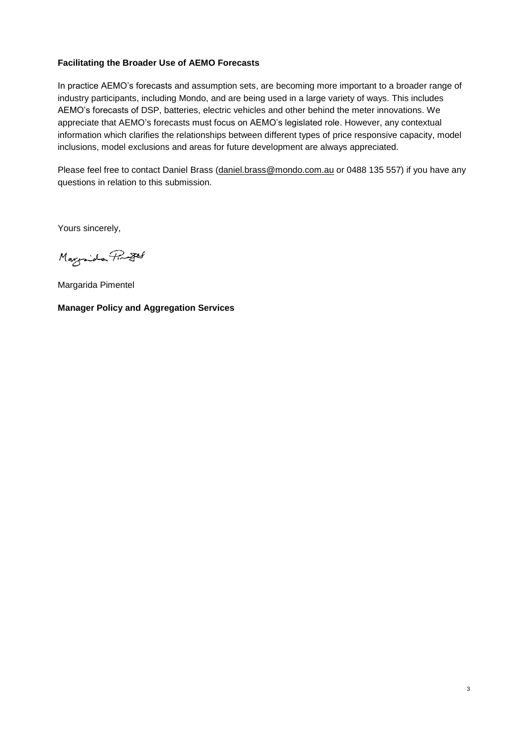**Facilitating the Broader Use of AEMO Forecasts**

In practice AEMO's forecasts and assumption sets, are becoming more important to a broader range of industry participants, including Mondo, and are being used in a large variety of ways. This includes AEMO's forecasts of DSP, batteries, electric vehicles and other behind the meter innovations. We appreciate that AEMO's forecasts must focus on AEMO's legislated role. However, any contextual information which clarifies the relationships between different types of price responsive capacity, model inclusions, model exclusions and areas for future development are always appreciated.

Please feel free to contact Daniel Brass (daniel.brass@mondo.com.au or 0488 135 557) if you have any questions in relation to this submission.

Yours sincerely,

Margarida Pimentel

**Manager Policy and Aggregation Services**